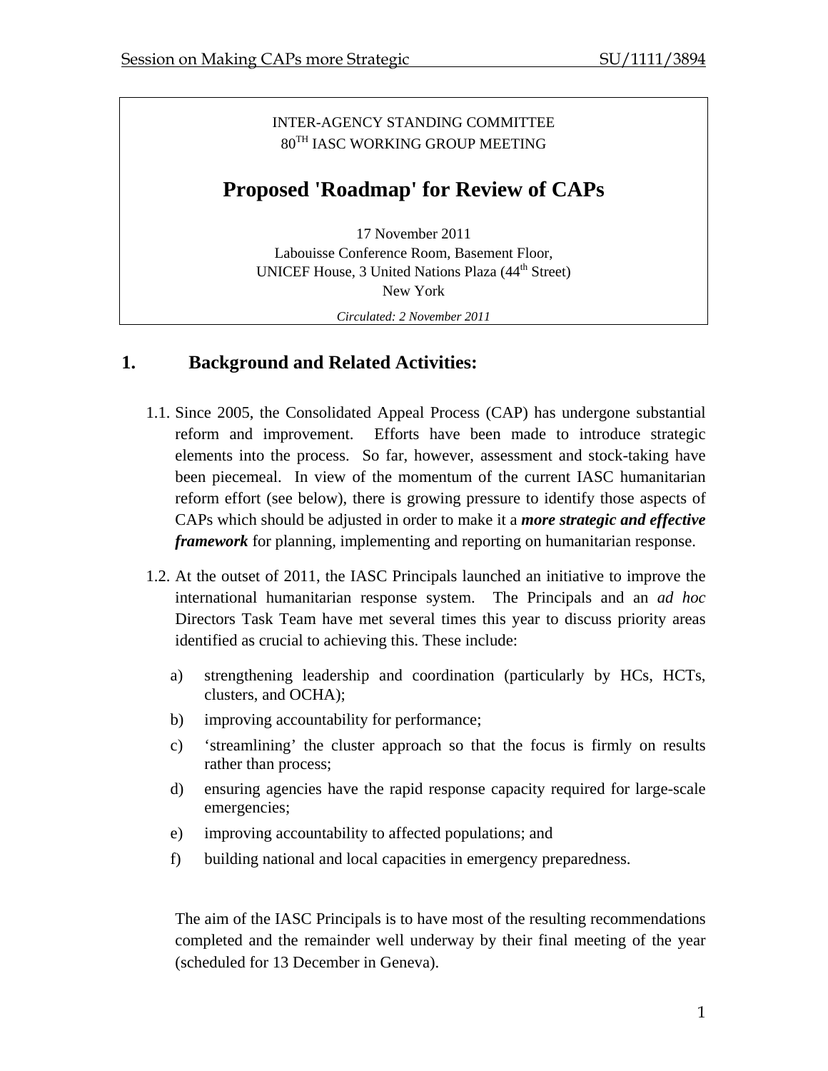INTER-AGENCY STANDING COMMITTEE
80TH IASC WORKING GROUP MEETING

# Proposed 'Roadmap' for Review of CAPs

17 November 2011
Labouisse Conference Room, Basement Floor,
UNICEF House, 3 United Nations Plaza (44th Street)
New York

*Circulated: 2 November 2011*

## 1. Background and Related Activities:

1.1. Since 2005, the Consolidated Appeal Process (CAP) has undergone substantial reform and improvement. Efforts have been made to introduce strategic elements into the process. So far, however, assessment and stock-taking have been piecemeal. In view of the momentum of the current IASC humanitarian reform effort (see below), there is growing pressure to identify those aspects of CAPs which should be adjusted in order to make it a ***more strategic and effective framework*** for planning, implementing and reporting on humanitarian response.

1.2. At the outset of 2011, the IASC Principals launched an initiative to improve the international humanitarian response system. The Principals and an *ad hoc* Directors Task Team have met several times this year to discuss priority areas identified as crucial to achieving this. These include:

a) strengthening leadership and coordination (particularly by HCs, HCTs, clusters, and OCHA);

b) improving accountability for performance;

c) 'streamlining' the cluster approach so that the focus is firmly on results rather than process;

d) ensuring agencies have the rapid response capacity required for large-scale emergencies;

e) improving accountability to affected populations; and

f) building national and local capacities in emergency preparedness.

The aim of the IASC Principals is to have most of the resulting recommendations completed and the remainder well underway by their final meeting of the year (scheduled for 13 December in Geneva).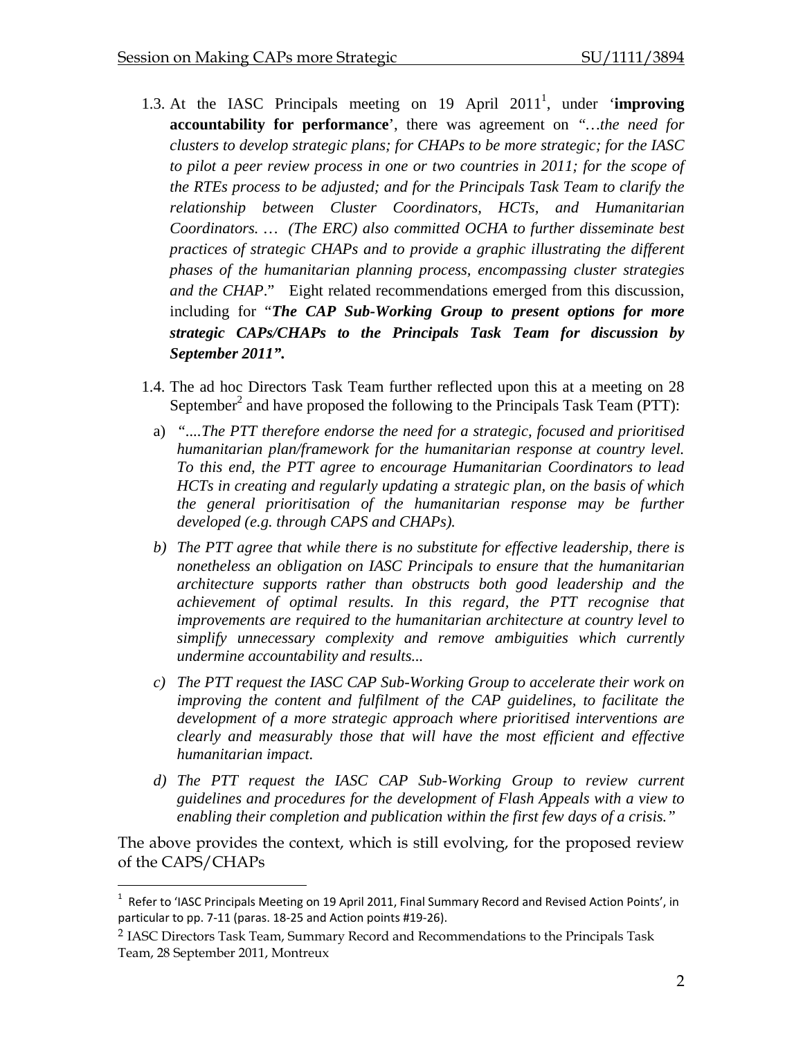1.3. At the IASC Principals meeting on 19 April 2011[1], under '**improving accountability for performance**', there was agreement on *"…the need for clusters to develop strategic plans; for CHAPs to be more strategic; for the IASC to pilot a peer review process in one or two countries in 2011; for the scope of the RTEs process to be adjusted; and for the Principals Task Team to clarify the relationship between Cluster Coordinators, HCTs, and Humanitarian Coordinators. … (The ERC) also committed OCHA to further disseminate best practices of strategic CHAPs and to provide a graphic illustrating the different phases of the humanitarian planning process, encompassing cluster strategies and the CHAP.*" Eight related recommendations emerged from this discussion, including for "***The CAP Sub-Working Group to present options for more strategic CAPs/CHAPs to the Principals Task Team for discussion by September 2011".***

1.4. The ad hoc Directors Task Team further reflected upon this at a meeting on 28 September[2] and have proposed the following to the Principals Task Team (PTT):

   a) *"….The PTT therefore endorse the need for a strategic, focused and prioritised humanitarian plan/framework for the humanitarian response at country level. To this end, the PTT agree to encourage Humanitarian Coordinators to lead HCTs in creating and regularly updating a strategic plan, on the basis of which the general prioritisation of the humanitarian response may be further developed (e.g. through CAPS and CHAPs).*

   *b) The PTT agree that while there is no substitute for effective leadership, there is nonetheless an obligation on IASC Principals to ensure that the humanitarian architecture supports rather than obstructs both good leadership and the achievement of optimal results. In this regard, the PTT recognise that improvements are required to the humanitarian architecture at country level to simplify unnecessary complexity and remove ambiguities which currently undermine accountability and results...*

   *c) The PTT request the IASC CAP Sub-Working Group to accelerate their work on improving the content and fulfilment of the CAP guidelines, to facilitate the development of a more strategic approach where prioritised interventions are clearly and measurably those that will have the most efficient and effective humanitarian impact.*

   *d) The PTT request the IASC CAP Sub-Working Group to review current guidelines and procedures for the development of Flash Appeals with a view to enabling their completion and publication within the first few days of a crisis."*

The above provides the context, which is still evolving, for the proposed review of the CAPS/CHAPs

[1] Refer to 'IASC Principals Meeting on 19 April 2011, Final Summary Record and Revised Action Points', in particular to pp. 7-11 (paras. 18-25 and Action points #19-26).

[2] IASC Directors Task Team, Summary Record and Recommendations to the Principals Task Team, 28 September 2011, Montreux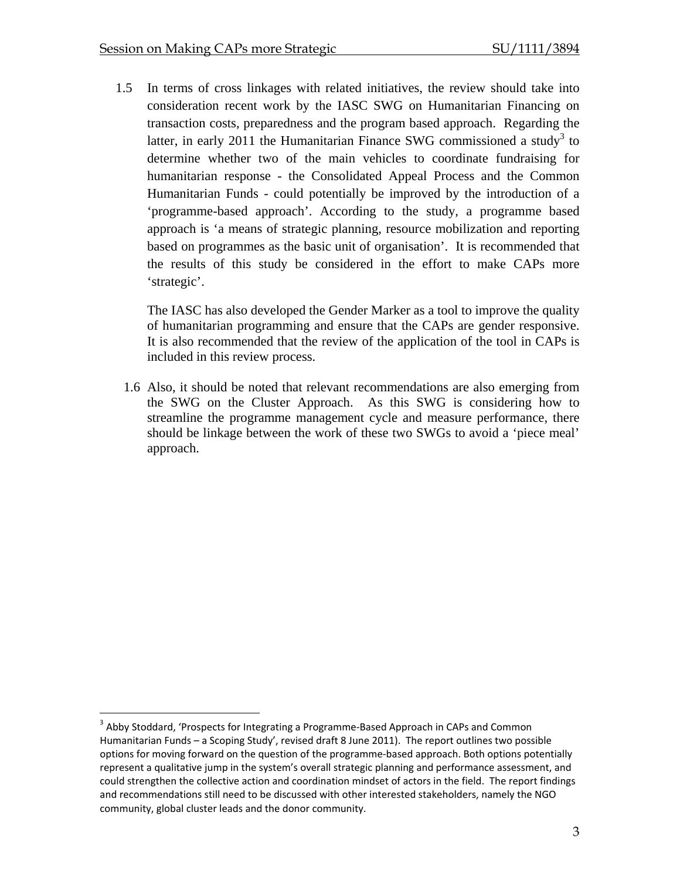1.5 In terms of cross linkages with related initiatives, the review should take into consideration recent work by the IASC SWG on Humanitarian Financing on transaction costs, preparedness and the program based approach. Regarding the latter, in early 2011 the Humanitarian Finance SWG commissioned a study[3] to determine whether two of the main vehicles to coordinate fundraising for humanitarian response - the Consolidated Appeal Process and the Common Humanitarian Funds - could potentially be improved by the introduction of a 'programme-based approach'. According to the study, a programme based approach is 'a means of strategic planning, resource mobilization and reporting based on programmes as the basic unit of organisation'. It is recommended that the results of this study be considered in the effort to make CAPs more 'strategic'.

The IASC has also developed the Gender Marker as a tool to improve the quality of humanitarian programming and ensure that the CAPs are gender responsive. It is also recommended that the review of the application of the tool in CAPs is included in this review process.

1.6 Also, it should be noted that relevant recommendations are also emerging from the SWG on the Cluster Approach. As this SWG is considering how to streamline the programme management cycle and measure performance, there should be linkage between the work of these two SWGs to avoid a 'piece meal' approach.

---

[3] Abby Stoddard, 'Prospects for Integrating a Programme-Based Approach in CAPs and Common Humanitarian Funds – a Scoping Study', revised draft 8 June 2011). The report outlines two possible options for moving forward on the question of the programme-based approach. Both options potentially represent a qualitative jump in the system's overall strategic planning and performance assessment, and could strengthen the collective action and coordination mindset of actors in the field. The report findings and recommendations still need to be discussed with other interested stakeholders, namely the NGO community, global cluster leads and the donor community.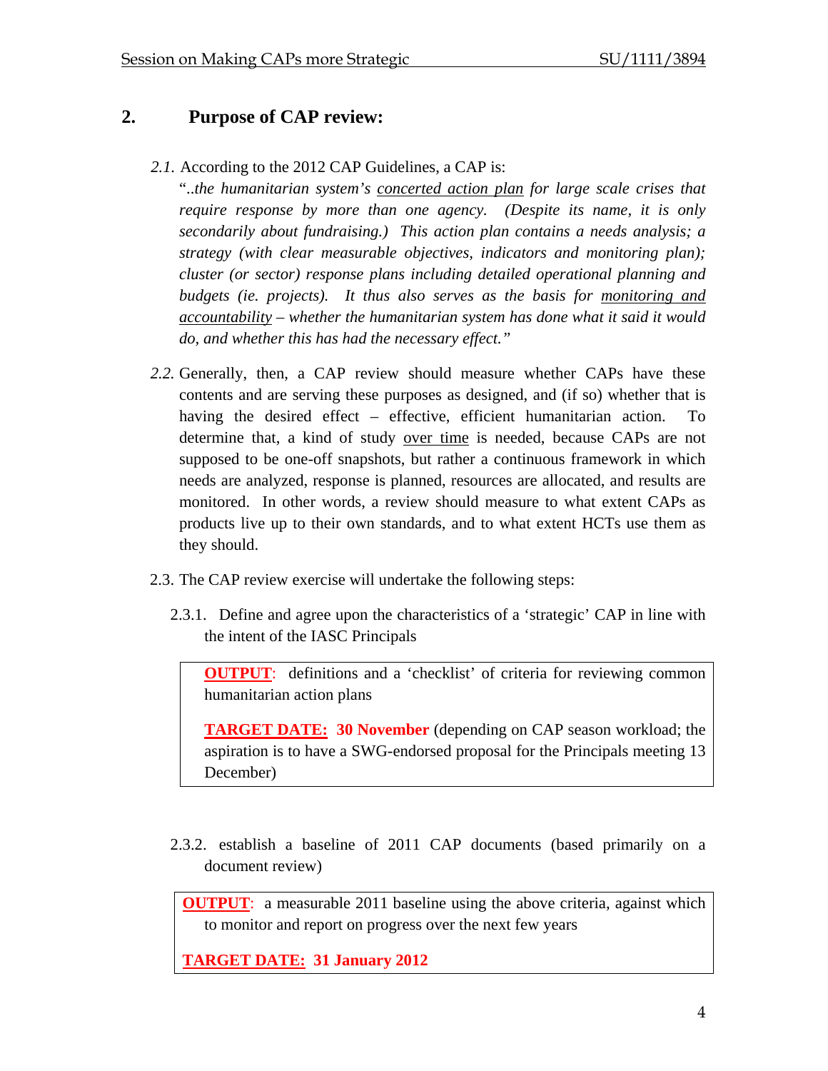## 2. Purpose of CAP review:

*2.1.* According to the 2012 CAP Guidelines, a CAP is:

"..*the humanitarian system's* *concerted action plan* *for large scale crises that require response by more than one agency. (Despite its name, it is only secondarily about fundraising.) This action plan contains a needs analysis; a strategy (with clear measurable objectives, indicators and monitoring plan); cluster (or sector) response plans including detailed operational planning and budgets (ie. projects). It thus also serves as the basis for* *monitoring and accountability* *– whether the humanitarian system has done what it said it would do, and whether this has had the necessary effect."*

*2.2.* Generally, then, a CAP review should measure whether CAPs have these contents and are serving these purposes as designed, and (if so) whether that is having the desired effect – effective, efficient humanitarian action. To determine that, a kind of study over time is needed, because CAPs are not supposed to be one-off snapshots, but rather a continuous framework in which needs are analyzed, response is planned, resources are allocated, and results are monitored. In other words, a review should measure to what extent CAPs as products live up to their standards, and to what extent HCTs use them as they should.

2.3. The CAP review exercise will undertake the following steps:

2.3.1. Define and agree upon the characteristics of a 'strategic' CAP in line with the intent of the IASC Principals

> **OUTPUT**: definitions and a 'checklist' of criteria for reviewing common humanitarian action plans
>
> **TARGET DATE: 30 November** (depending on CAP season workload; the aspiration is to have a SWG-endorsed proposal for the Principals meeting 13 December)

2.3.2. establish a baseline of 2011 CAP documents (based primarily on a document review)

> **OUTPUT**: a measurable 2011 baseline using the above criteria, against which to monitor and report on progress over the next few years
>
> **TARGET DATE: 31 January 2012**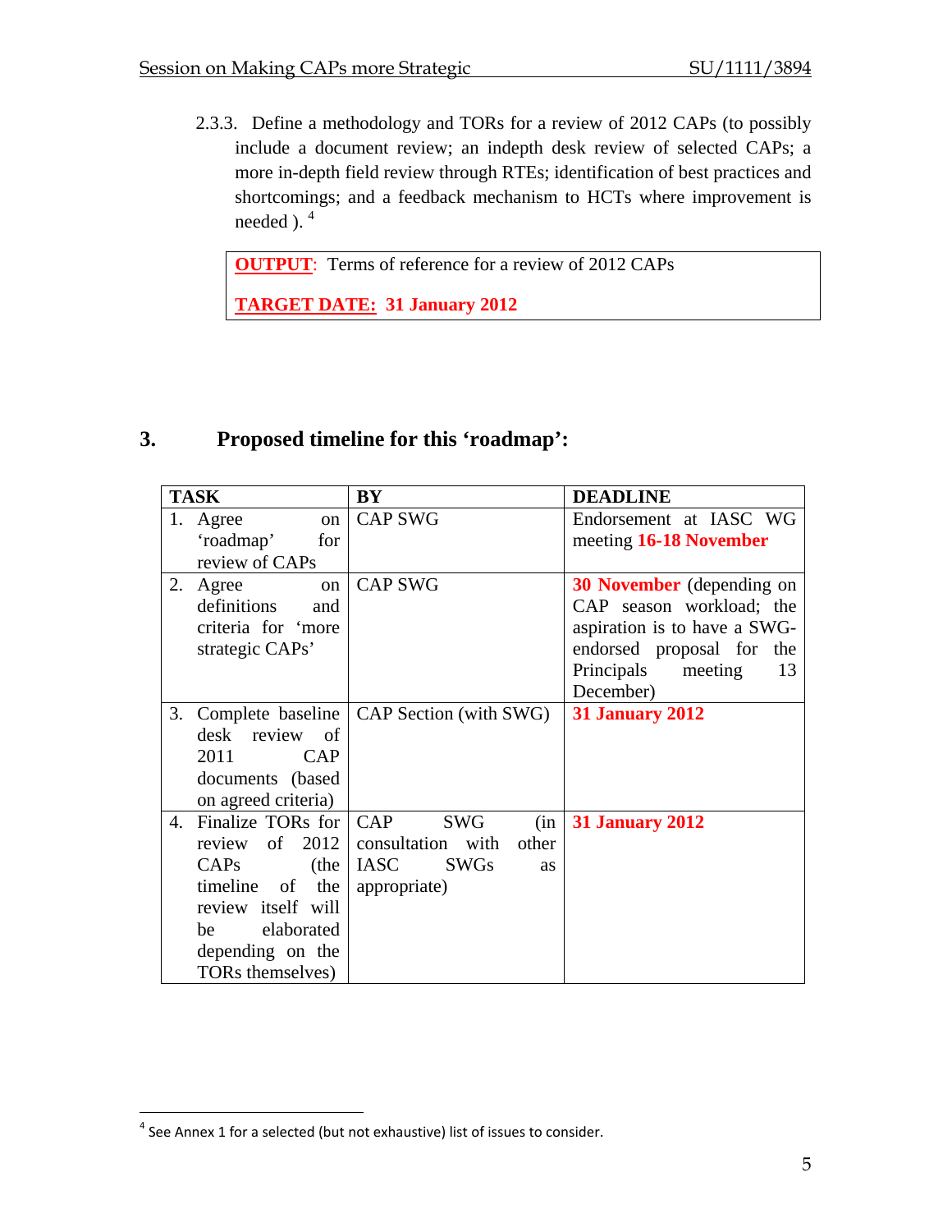2.3.3. Define a methodology and TORs for a review of 2012 CAPs (to possibly include a document review; an indepth desk review of selected CAPs; a more in-depth field review through RTEs; identification of best practices and shortcomings; and a feedback mechanism to HCTs where improvement is needed ). [4]

> **OUTPUT**: Terms of reference for a review of 2012 CAPs
>
> **TARGET DATE: 31 January 2012**

## 3. Proposed timeline for this 'roadmap':

| TASK | BY | DEADLINE |
|---|---|---|
| 1. Agree on 'roadmap' for review of CAPs | CAP SWG | Endorsement at IASC WG meeting **16-18 November** |
| 2. Agree on definitions and criteria for 'more strategic CAPs' | CAP SWG | **30 November** (depending on CAP season workload; the aspiration is to have a SWG-endorsed proposal for the Principals meeting 13 December) |
| 3. Complete baseline desk review of 2011 CAP documents (based on agreed criteria) | CAP Section (with SWG) | **31 January 2012** |
| 4. Finalize TORs for review of 2012 CAPs (the timeline of the review itself will be elaborated depending on the TORs themselves) | CAP SWG (in consultation with other IASC SWGs as appropriate) | **31 January 2012** |

[4] See Annex 1 for a selected (but not exhaustive) list of issues to consider.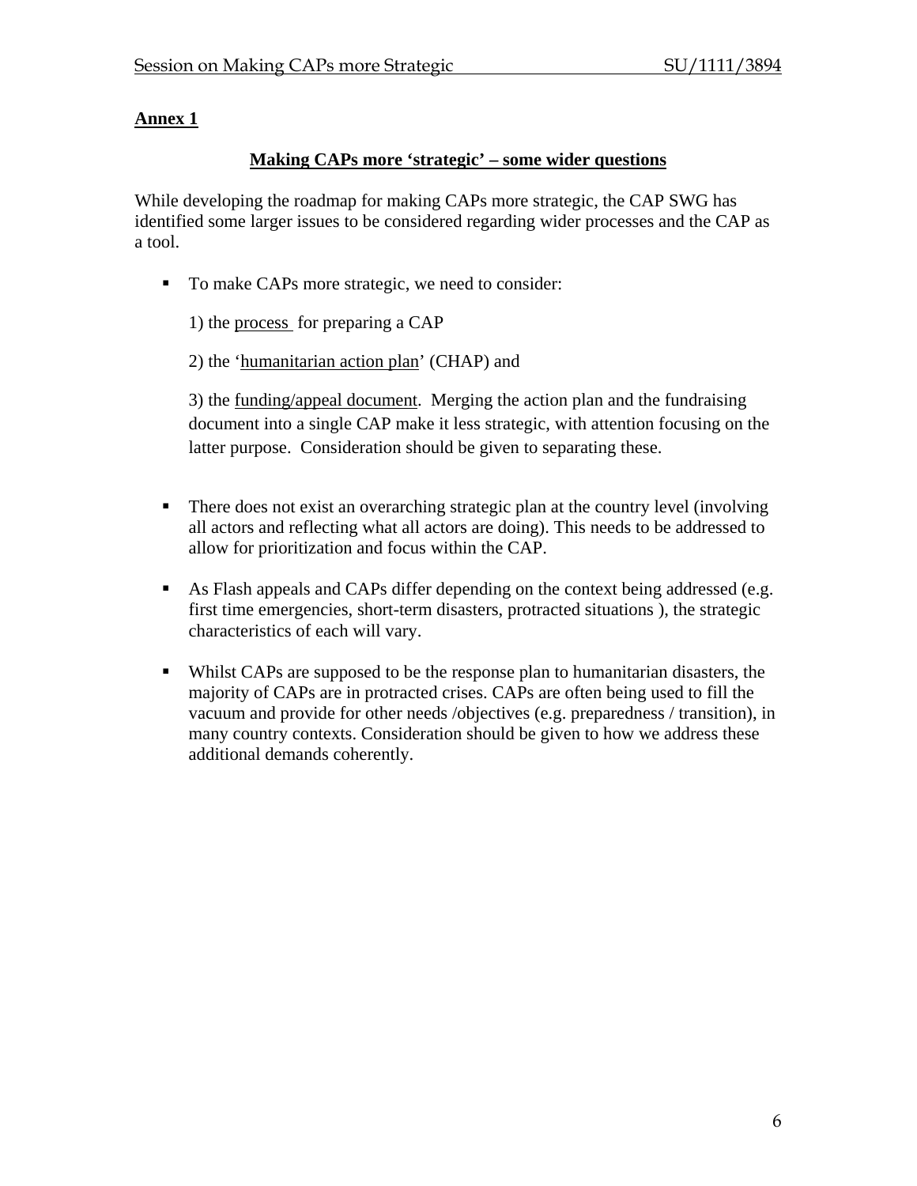**Annex 1**

## Making CAPs more 'strategic' – some wider questions

While developing the roadmap for making CAPs more strategic, the CAP SWG has identified some larger issues to be considered regarding wider processes and the CAP as a tool.

- To make CAPs more strategic, we need to consider:

  1) the process for preparing a CAP

  2) the 'humanitarian action plan' (CHAP) and

  3) the funding/appeal document. Merging the action plan and the fundraising document into a single CAP make it less strategic, with attention focusing on the latter purpose. Consideration should be given to separating these.

- There does not exist an overarching strategic plan at the country level (involving all actors and reflecting what all actors are doing). This needs to be addressed to allow for prioritization and focus within the CAP.

- As Flash appeals and CAPs differ depending on the context being addressed (e.g. first time emergencies, short-term disasters, protracted situations ), the strategic characteristics of each will vary.

- Whilst CAPs are supposed to be the response plan to humanitarian disasters, the majority of CAPs are in protracted crises. CAPs are often being used to fill the vacuum and provide for other needs /objectives (e.g. preparedness / transition), in many country contexts. Consideration should be given to how we address these additional demands coherently.